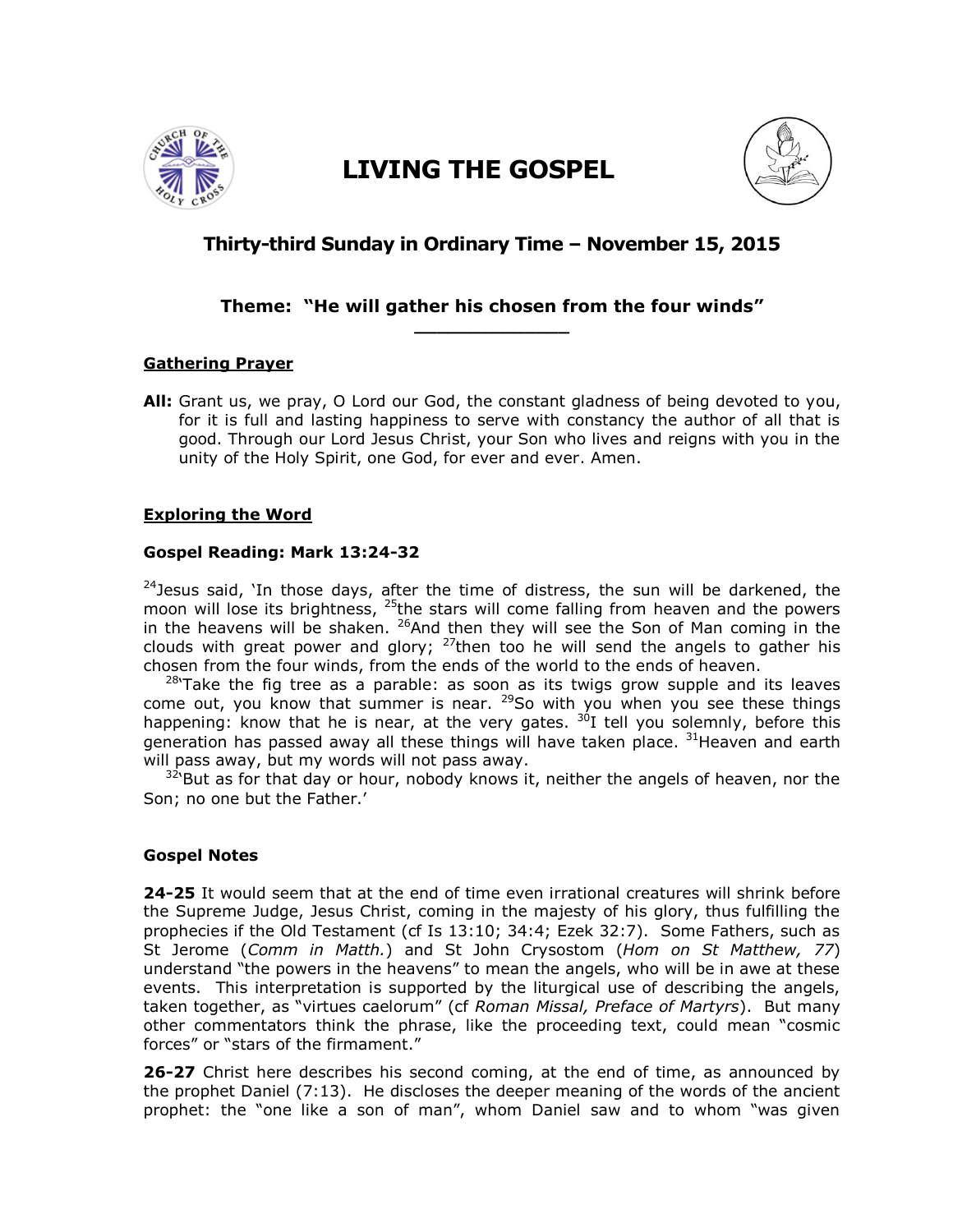# LIVING THE GOSPEL

## Thirty-third Sunday in Ordinary Time – November 15, 2015

### Theme: "He will gather his chosen from the four winds"

---

### Gathering Prayer

**All:** Grant us, we pray, O Lord our God, the constant gladness of being devoted to you, for it is full and lasting happiness to serve with constancy the author of all that is good. Through our Lord Jesus Christ, your Son who lives and reigns with you in the unity of the Holy Spirit, one God, for ever and ever. Amen.

### Exploring the Word

**Gospel Reading: Mark 13:24-32**

[24]Jesus said, 'In those days, after the time of distress, the sun will be darkened, the moon will lose its brightness, [25]the stars will come falling from heaven and the powers in the heavens will be shaken. [26]And then they will see the Son of Man coming in the clouds with great power and glory; [27]then too he will send the angels to gather his chosen from the four winds, from the ends of the world to the ends of heaven.

[28]'Take the fig tree as a parable: as soon as its twigs grow supple and its leaves come out, you know that summer is near. [29]So with you when you see these things happening: know that he is near, at the very gates. [30]I tell you solemnly, before this generation has passed away all these things will have taken place. [31]Heaven and earth will pass away, but my words will not pass away.

[32]'But as for that day or hour, nobody knows it, neither the angels of heaven, nor the Son; no one but the Father.'

**Gospel Notes**

**24-25** It would seem that at the end of time even irrational creatures will shrink before the Supreme Judge, Jesus Christ, coming in the majesty of his glory, thus fulfilling the prophecies if the Old Testament (cf Is 13:10; 34:4; Ezek 32:7). Some Fathers, such as St Jerome (*Comm in Matth.*) and St John Crysostom (*Hom on St Matthew, 77*) understand "the powers in the heavens" to mean the angels, who will be in awe at these events. This interpretation is supported by the liturgical use of describing the angels, taken together, as "virtues caelorum" (cf *Roman Missal, Preface of Martyrs*). But many other commentators think the phrase, like the proceeding text, could mean "cosmic forces" or "stars of the firmament."

**26-27** Christ here describes his second coming, at the end of time, as announced by the prophet Daniel (7:13). He discloses the deeper meaning of the words of the ancient prophet: the "one like a son of man", whom Daniel saw and to whom "was given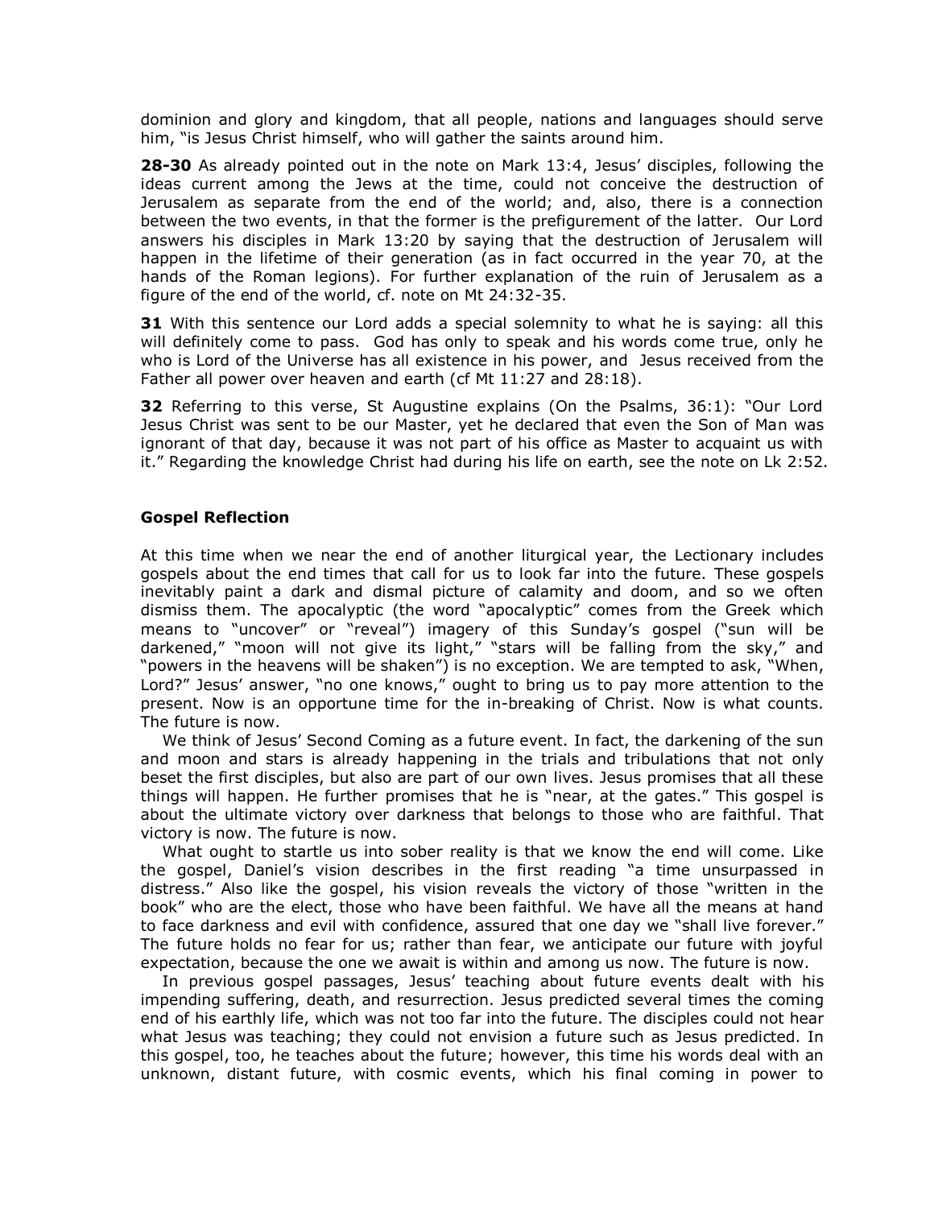dominion and glory and kingdom, that all people, nations and languages should serve him, "is Jesus Christ himself, who will gather the saints around him.

**28-30** As already pointed out in the note on Mark 13:4, Jesus' disciples, following the ideas current among the Jews at the time, could not conceive the destruction of Jerusalem as separate from the end of the world; and, also, there is a connection between the two events, in that the former is the prefigurement of the latter. Our Lord answers his disciples in Mark 13:20 by saying that the destruction of Jerusalem will happen in the lifetime of their generation (as in fact occurred in the year 70, at the hands of the Roman legions). For further explanation of the ruin of Jerusalem as a figure of the end of the world, cf. note on Mt 24:32-35.

**31** With this sentence our Lord adds a special solemnity to what he is saying: all this will definitely come to pass. God has only to speak and his words come true, only he who is Lord of the Universe has all existence in his power, and Jesus received from the Father all power over heaven and earth (cf Mt 11:27 and 28:18).

**32** Referring to this verse, St Augustine explains (On the Psalms, 36:1): "Our Lord Jesus Christ was sent to be our Master, yet he declared that even the Son of Man was ignorant of that day, because it was not part of his office as Master to acquaint us with it." Regarding the knowledge Christ had during his life on earth, see the note on Lk 2:52.

## Gospel Reflection

At this time when we near the end of another liturgical year, the Lectionary includes gospels about the end times that call for us to look far into the future. These gospels inevitably paint a dark and dismal picture of calamity and doom, and so we often dismiss them. The apocalyptic (the word "apocalyptic" comes from the Greek which means to "uncover" or "reveal") imagery of this Sunday's gospel ("sun will be darkened," "moon will not give its light," "stars will be falling from the sky," and "powers in the heavens will be shaken") is no exception. We are tempted to ask, "When, Lord?" Jesus' answer, "no one knows," ought to bring us to pay more attention to the present. Now is an opportune time for the in-breaking of Christ. Now is what counts. The future is now.

We think of Jesus' Second Coming as a future event. In fact, the darkening of the sun and moon and stars is already happening in the trials and tribulations that not only beset the first disciples, but also are part of our own lives. Jesus promises that all these things will happen. He further promises that he is "near, at the gates." This gospel is about the ultimate victory over darkness that belongs to those who are faithful. That victory is now. The future is now.

What ought to startle us into sober reality is that we know the end will come. Like the gospel, Daniel's vision describes in the first reading "a time unsurpassed in distress." Also like the gospel, his vision reveals the victory of those "written in the book" who are the elect, those who have been faithful. We have all the means at hand to face darkness and evil with confidence, assured that one day we "shall live forever." The future holds no fear for us; rather than fear, we anticipate our future with joyful expectation, because the one we await is within and among us now. The future is now.

In previous gospel passages, Jesus' teaching about future events dealt with his impending suffering, death, and resurrection. Jesus predicted several times the coming end of his earthly life, which was not too far into the future. The disciples could not hear what Jesus was teaching; they could not envision a future such as Jesus predicted. In this gospel, too, he teaches about the future; however, this time his words deal with an unknown, distant future, with cosmic events, which his final coming in power to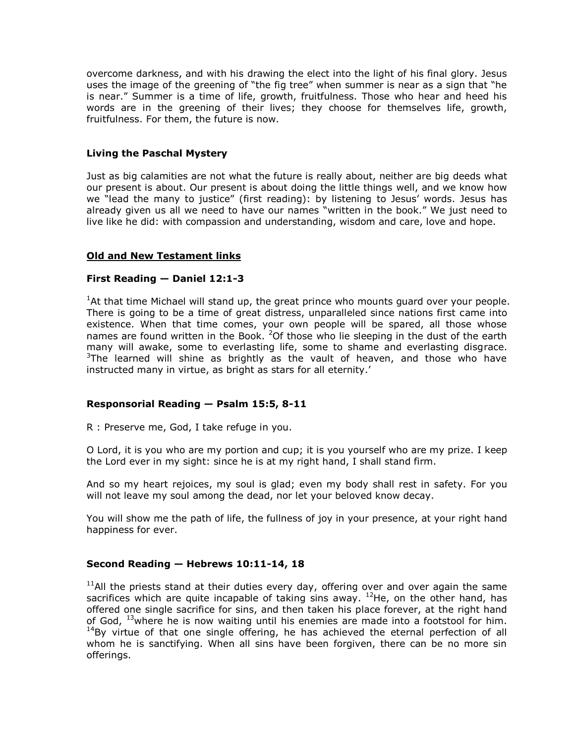overcome darkness, and with his drawing the elect into the light of his final glory. Jesus uses the image of the greening of "the fig tree" when summer is near as a sign that "he is near." Summer is a time of life, growth, fruitfulness. Those who hear and heed his words are in the greening of their lives; they choose for themselves life, growth, fruitfulness. For them, the future is now.

### Living the Paschal Mystery

Just as big calamities are not what the future is really about, neither are big deeds what our present is about. Our present is about doing the little things well, and we know how we "lead the many to justice" (first reading): by listening to Jesus' words. Jesus has already given us all we need to have our names "written in the book." We just need to live like he did: with compassion and understanding, wisdom and care, love and hope.

## Old and New Testament links

### First Reading — Daniel 12:1-3

[1]At that time Michael will stand up, the great prince who mounts guard over your people. There is going to be a time of great distress, unparalleled since nations first came into existence. When that time comes, your own people will be spared, all those whose names are found written in the Book. [2]Of those who lie sleeping in the dust of the earth many will awake, some to everlasting life, some to shame and everlasting disgrace. [3]The learned will shine as brightly as the vault of heaven, and those who have instructed many in virtue, as bright as stars for all eternity.'

### Responsorial Reading — Psalm 15:5, 8-11

R : Preserve me, God, I take refuge in you.

O Lord, it is you who are my portion and cup; it is you yourself who are my prize. I keep the Lord ever in my sight: since he is at my right hand, I shall stand firm.

And so my heart rejoices, my soul is glad; even my body shall rest in safety. For you will not leave my soul among the dead, nor let your beloved know decay.

You will show me the path of life, the fullness of joy in your presence, at your right hand happiness for ever.

### Second Reading — Hebrews 10:11-14, 18

[11]All the priests stand at their duties every day, offering over and over again the same sacrifices which are quite incapable of taking sins away. [12]He, on the other hand, has offered one single sacrifice for sins, and then taken his place forever, at the right hand of God, [13]where he is now waiting until his enemies are made into a footstool for him. [14]By virtue of that one single offering, he has achieved the eternal perfection of all whom he is sanctifying. When all sins have been forgiven, there can be no more sin offerings.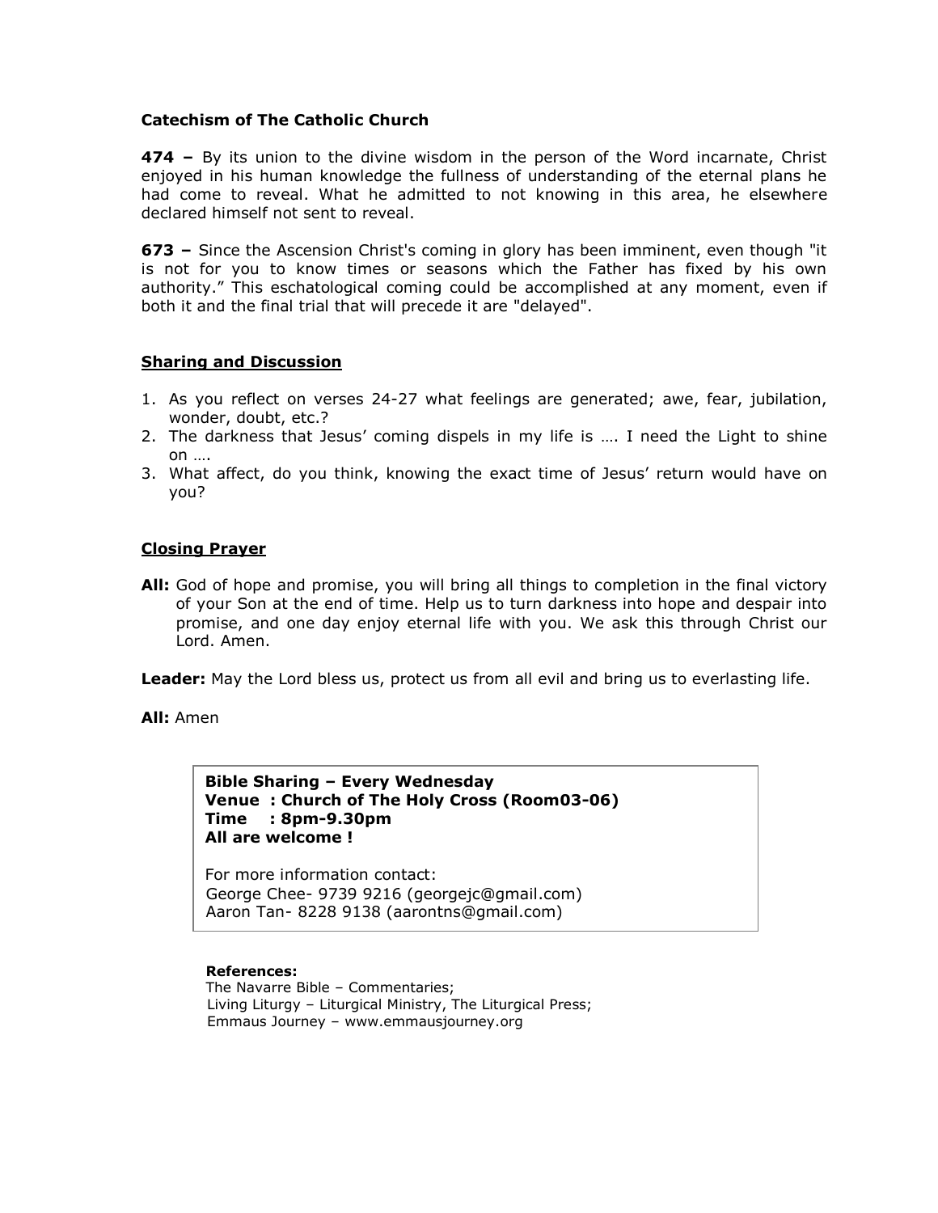**Catechism of The Catholic Church**

**474 –** By its union to the divine wisdom in the person of the Word incarnate, Christ enjoyed in his human knowledge the fullness of understanding of the eternal plans he had come to reveal. What he admitted to not knowing in this area, he elsewhere declared himself not sent to reveal.

**673 –** Since the Ascension Christ's coming in glory has been imminent, even though "it is not for you to know times or seasons which the Father has fixed by his own authority." This eschatological coming could be accomplished at any moment, even if both it and the final trial that will precede it are "delayed".

## Sharing and Discussion

1. As you reflect on verses 24-27 what feelings are generated; awe, fear, jubilation, wonder, doubt, etc.?
2. The darkness that Jesus' coming dispels in my life is …. I need the Light to shine on ….
3. What affect, do you think, knowing the exact time of Jesus' return would have on you?

## Closing Prayer

**All:** God of hope and promise, you will bring all things to completion in the final victory of your Son at the end of time. Help us to turn darkness into hope and despair into promise, and one day enjoy eternal life with you. We ask this through Christ our Lord. Amen.

**Leader:** May the Lord bless us, protect us from all evil and bring us to everlasting life.

**All:** Amen

**Bible Sharing – Every Wednesday**
**Venue : Church of The Holy Cross (Room03-06)**
**Time : 8pm-9.30pm**
**All are welcome !**

For more information contact:
George Chee- 9739 9216 (georgejc@gmail.com)
Aaron Tan- 8228 9138 (aarontns@gmail.com)

**References:**
The Navarre Bible – Commentaries;
Living Liturgy – Liturgical Ministry, The Liturgical Press;
Emmaus Journey – www.emmausjourney.org